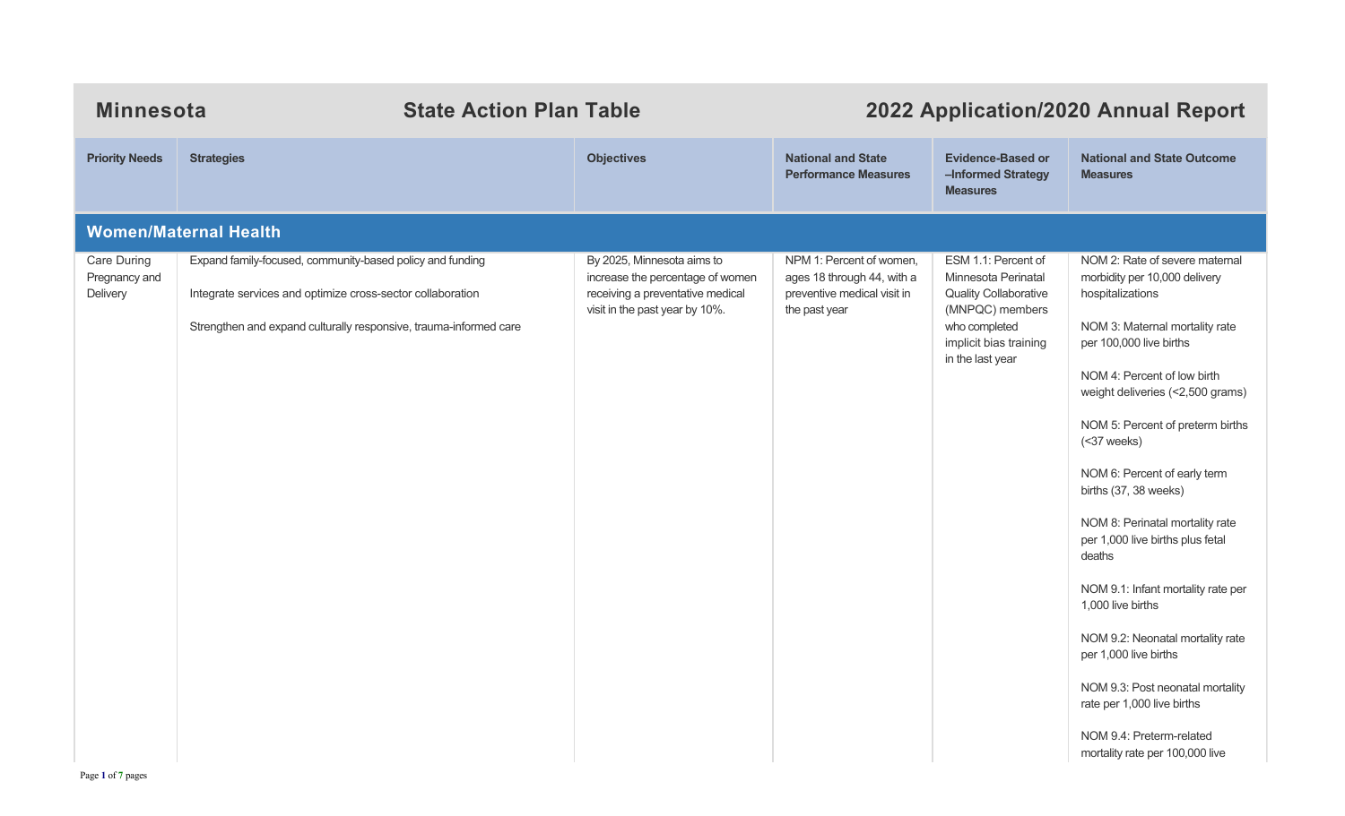# Minnesota — State Action Plan Table — 2022 Application/2020 Annual Report

| Priority Needs | Strategies | Objectives | National and State Performance Measures | Evidence-Based or –Informed Strategy Measures | National and State Outcome Measures |
|---|---|---|---|---|---|
| **Women/Maternal Health** | | | | | |
| Care During Pregnancy and Delivery | Expand family-focused, community-based policy and funding<br><br>Integrate services and optimize cross-sector collaboration<br><br>Strengthen and expand culturally responsive, trauma-informed care | By 2025, Minnesota aims to increase the percentage of women receiving a preventative medical visit in the past year by 10%. | NPM 1: Percent of women, ages 18 through 44, with a preventive medical visit in the past year | ESM 1.1: Percent of Minnesota Perinatal Quality Collaborative (MNPQC) members who completed implicit bias training in the last year | NOM 2: Rate of severe maternal morbidity per 10,000 delivery hospitalizations<br><br>NOM 3: Maternal mortality rate per 100,000 live births<br><br>NOM 4: Percent of low birth weight deliveries (<2,500 grams)<br><br>NOM 5: Percent of preterm births (<37 weeks)<br><br>NOM 6: Percent of early term births (37, 38 weeks)<br><br>NOM 8: Perinatal mortality rate per 1,000 live births plus fetal deaths<br><br>NOM 9.1: Infant mortality rate per 1,000 live births<br><br>NOM 9.2: Neonatal mortality rate per 1,000 live births<br><br>NOM 9.3: Post neonatal mortality rate per 1,000 live births<br><br>NOM 9.4: Preterm-related mortality rate per 100,000 live |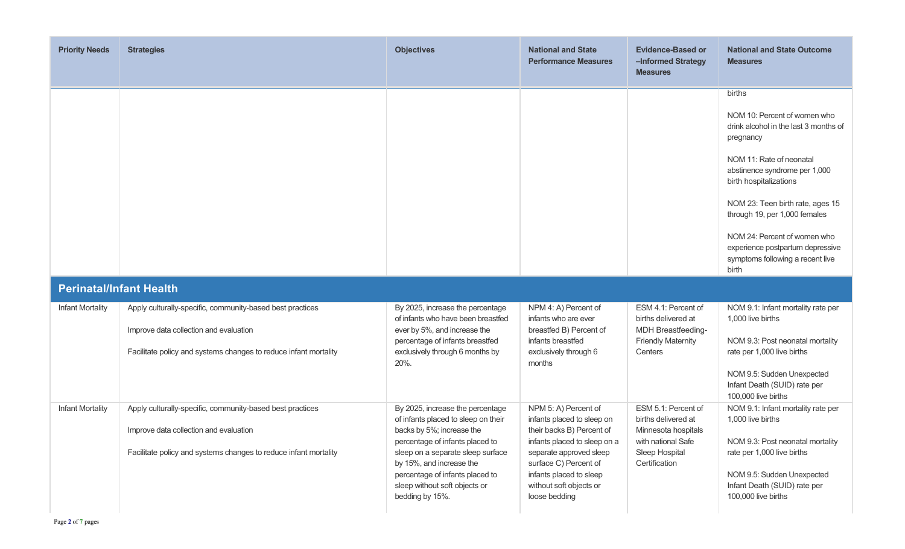| Priority Needs | Strategies | Objectives | National and State Performance Measures | Evidence-Based or –Informed Strategy Measures | National and State Outcome Measures |
|---|---|---|---|---|---|
| | | | | | births<br><br>NOM 10: Percent of women who drink alcohol in the last 3 months of pregnancy<br><br>NOM 11: Rate of neonatal abstinence syndrome per 1,000 birth hospitalizations<br><br>NOM 23: Teen birth rate, ages 15 through 19, per 1,000 females<br><br>NOM 24: Percent of women who experience postpartum depressive symptoms following a recent live birth |
| **Perinatal/Infant Health** | | | | | |
| Infant Mortality | Apply culturally-specific, community-based best practices<br><br>Improve data collection and evaluation<br><br>Facilitate policy and systems changes to reduce infant mortality | By 2025, increase the percentage of infants who have been breastfed ever by 5%, and increase the percentage of infants breastfed exclusively through 6 months by 20%. | NPM 4: A) Percent of infants who are ever breastfed B) Percent of infants breastfed exclusively through 6 months | ESM 4.1: Percent of births delivered at MDH Breastfeeding-Friendly Maternity Centers | NOM 9.1: Infant mortality rate per 1,000 live births<br><br>NOM 9.3: Post neonatal mortality rate per 1,000 live births<br><br>NOM 9.5: Sudden Unexpected Infant Death (SUID) rate per 100,000 live births |
| Infant Mortality | Apply culturally-specific, community-based best practices<br><br>Improve data collection and evaluation<br><br>Facilitate policy and systems changes to reduce infant mortality | By 2025, increase the percentage of infants placed to sleep on their backs by 5%; increase the percentage of infants placed to sleep on a separate sleep surface by 15%, and increase the percentage of infants placed to sleep without soft objects or bedding by 15%. | NPM 5: A) Percent of infants placed to sleep on their backs B) Percent of infants placed to sleep on a separate approved sleep surface C) Percent of infants placed to sleep without soft objects or loose bedding | ESM 5.1: Percent of births delivered at Minnesota hospitals with national Safe Sleep Hospital Certification | NOM 9.1: Infant mortality rate per 1,000 live births<br><br>NOM 9.3: Post neonatal mortality rate per 1,000 live births<br><br>NOM 9.5: Sudden Unexpected Infant Death (SUID) rate per 100,000 live births |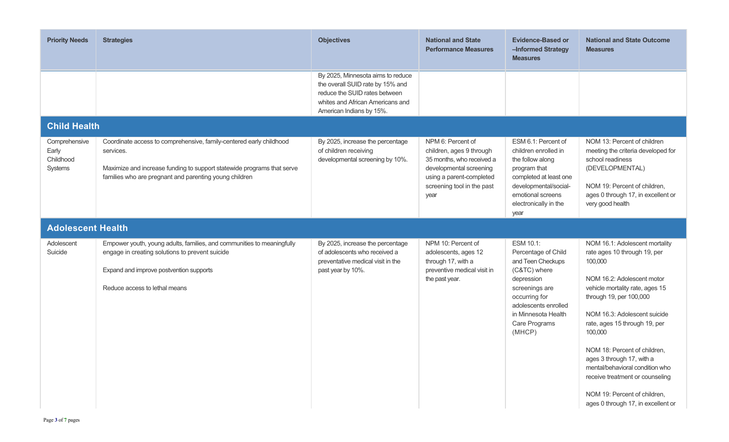| Priority Needs | Strategies | Objectives | National and State Performance Measures | Evidence-Based or –Informed Strategy Measures | National and State Outcome Measures |
|---|---|---|---|---|---|
| | | By 2025, Minnesota aims to reduce the overall SUID rate by 15% and reduce the SUID rates between whites and African Americans and American Indians by 15%. | | | |
| **Child Health** | | | | | |
| Comprehensive Early Childhood Systems | Coordinate access to comprehensive, family-centered early childhood services.<br><br>Maximize and increase funding to support statewide programs that serve families who are pregnant and parenting young children | By 2025, increase the percentage of children receiving developmental screening by 10%. | NPM 6: Percent of children, ages 9 through 35 months, who received a developmental screening using a parent-completed screening tool in the past year | ESM 6.1: Percent of children enrolled in the follow along program that completed at least one developmental/social-emotional screens electronically in the year | NOM 13: Percent of children meeting the criteria developed for school readiness (DEVELOPMENTAL)<br><br>NOM 19: Percent of children, ages 0 through 17, in excellent or very good health |
| **Adolescent Health** | | | | | |
| Adolescent Suicide | Empower youth, young adults, families, and communities to meaningfully engage in creating solutions to prevent suicide<br><br>Expand and improve postvention supports<br><br>Reduce access to lethal means | By 2025, increase the percentage of adolescents who received a preventative medical visit in the past year by 10%. | NPM 10: Percent of adolescents, ages 12 through 17, with a preventive medical visit in the past year. | ESM 10.1: Percentage of Child and Teen Checkups (C&TC) where depression screenings are occurring for adolescents enrolled in Minnesota Health Care Programs (MHCP) | NOM 16.1: Adolescent mortality rate ages 10 through 19, per 100,000<br><br>NOM 16.2: Adolescent motor vehicle mortality rate, ages 15 through 19, per 100,000<br><br>NOM 16.3: Adolescent suicide rate, ages 15 through 19, per 100,000<br><br>NOM 18: Percent of children, ages 3 through 17, with a mental/behavioral condition who receive treatment or counseling<br><br>NOM 19: Percent of children, ages 0 through 17, in excellent or |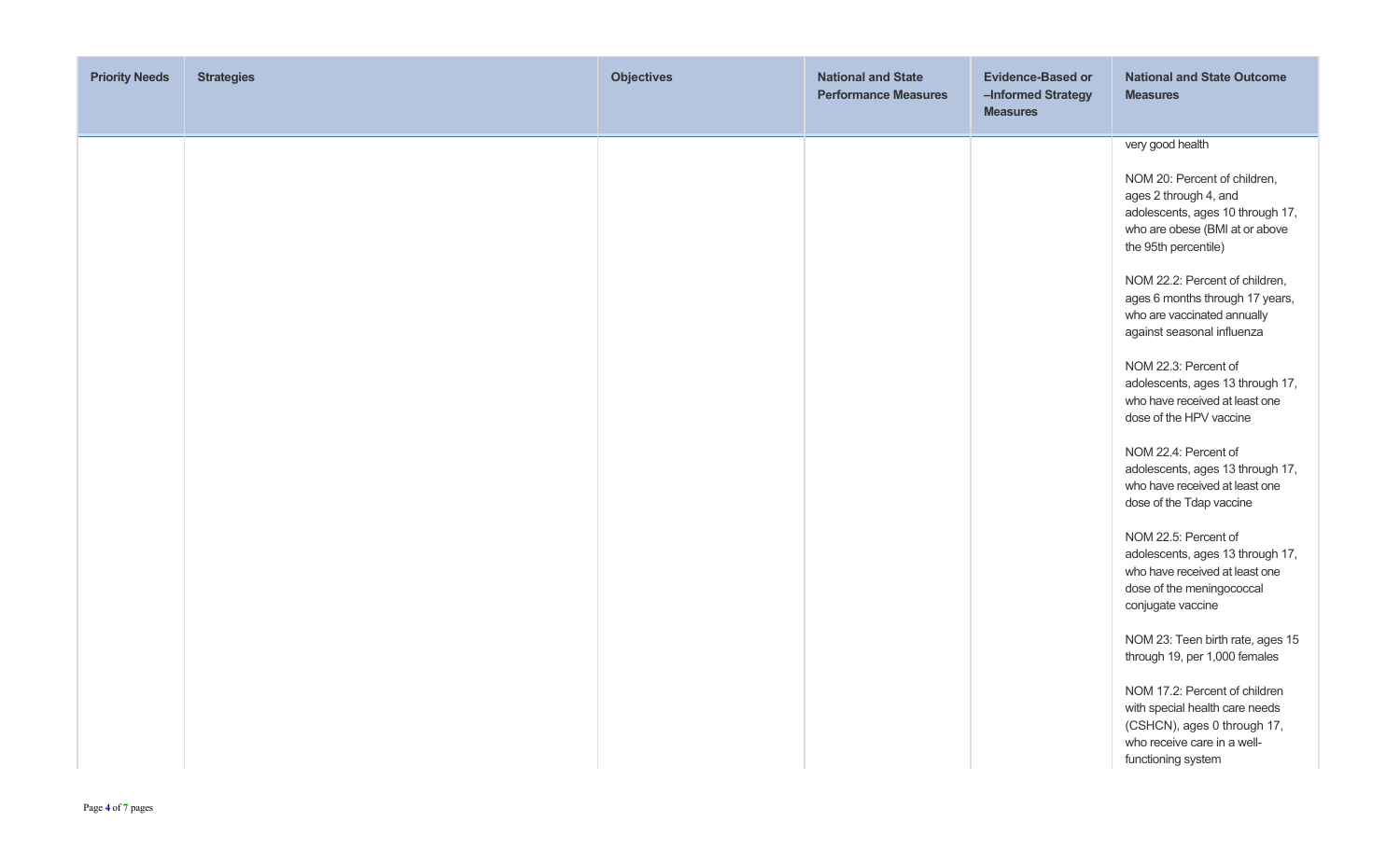| Priority Needs | Strategies | Objectives | National and State Performance Measures | Evidence-Based or –Informed Strategy Measures | National and State Outcome Measures |
| --- | --- | --- | --- | --- | --- |
| | | | | | very good health<br><br>NOM 20: Percent of children, ages 2 through 4, and adolescents, ages 10 through 17, who are obese (BMI at or above the 95th percentile)<br><br>NOM 22.2: Percent of children, ages 6 months through 17 years, who are vaccinated annually against seasonal influenza<br><br>NOM 22.3: Percent of adolescents, ages 13 through 17, who have received at least one dose of the HPV vaccine<br><br>NOM 22.4: Percent of adolescents, ages 13 through 17, who have received at least one dose of the Tdap vaccine<br><br>NOM 22.5: Percent of adolescents, ages 13 through 17, who have received at least one dose of the meningococcal conjugate vaccine<br><br>NOM 23: Teen birth rate, ages 15 through 19, per 1,000 females<br><br>NOM 17.2: Percent of children with special health care needs (CSHCN), ages 0 through 17, who receive care in a well-functioning system |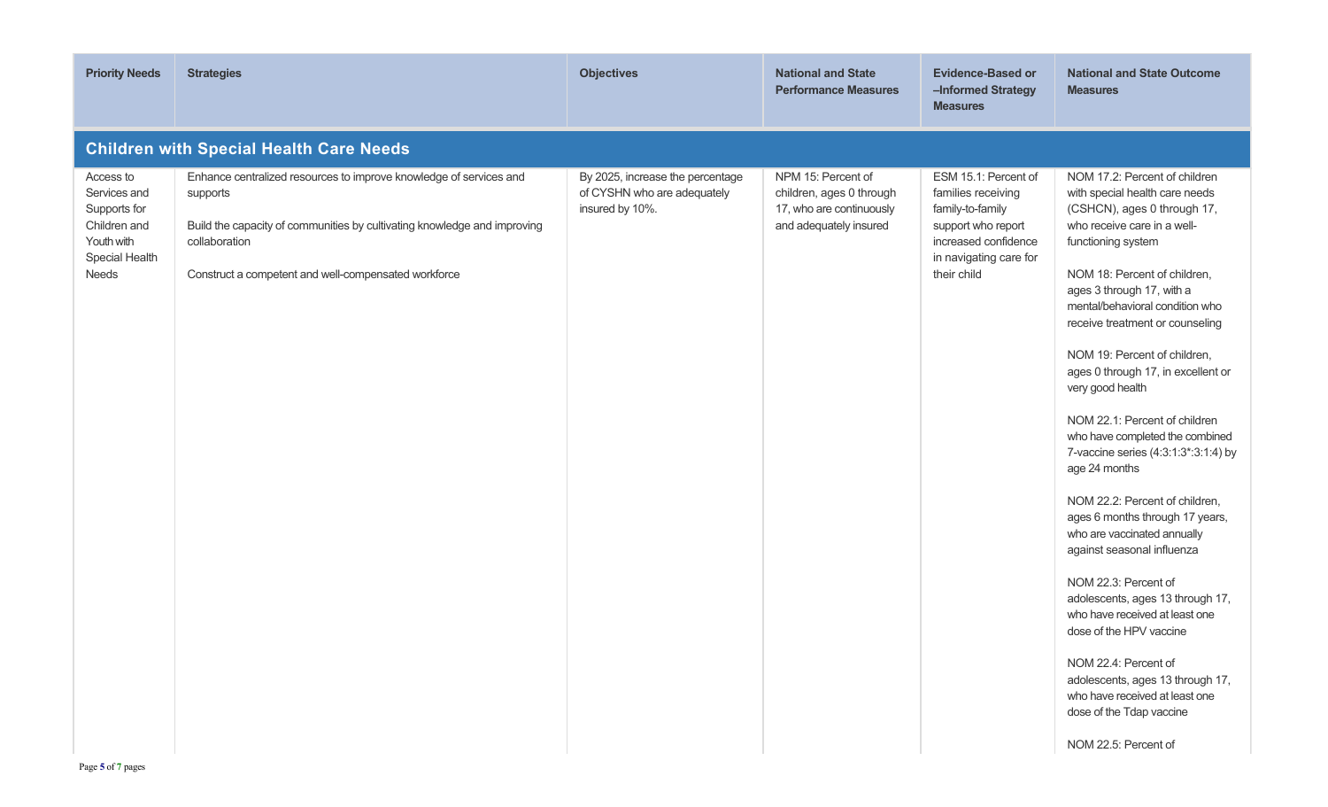| Priority Needs | Strategies | Objectives | National and State Performance Measures | Evidence-Based or –Informed Strategy Measures | National and State Outcome Measures |
|---|---|---|---|---|---|
| **Children with Special Health Care Needs** | | | | | |
| Access to Services and Supports for Children and Youth with Special Health Needs | Enhance centralized resources to improve knowledge of services and supports<br><br>Build the capacity of communities by cultivating knowledge and improving collaboration<br><br>Construct a competent and well-compensated workforce | By 2025, increase the percentage of CYSHN who are adequately insured by 10%. | NPM 15: Percent of children, ages 0 through 17, who are continuously and adequately insured | ESM 15.1: Percent of families receiving family-to-family support who report increased confidence in navigating care for their child | NOM 17.2: Percent of children with special health care needs (CSHCN), ages 0 through 17, who receive care in a well-functioning system<br><br>NOM 18: Percent of children, ages 3 through 17, with a mental/behavioral condition who receive treatment or counseling<br><br>NOM 19: Percent of children, ages 0 through 17, in excellent or very good health<br><br>NOM 22.1: Percent of children who have completed the combined 7-vaccine series (4:3:1:3*:3:1:4) by age 24 months<br><br>NOM 22.2: Percent of children, ages 6 months through 17 years, who are vaccinated annually against seasonal influenza<br><br>NOM 22.3: Percent of adolescents, ages 13 through 17, who have received at least one dose of the HPV vaccine<br><br>NOM 22.4: Percent of adolescents, ages 13 through 17, who have received at least one dose of the Tdap vaccine<br><br>NOM 22.5: Percent of |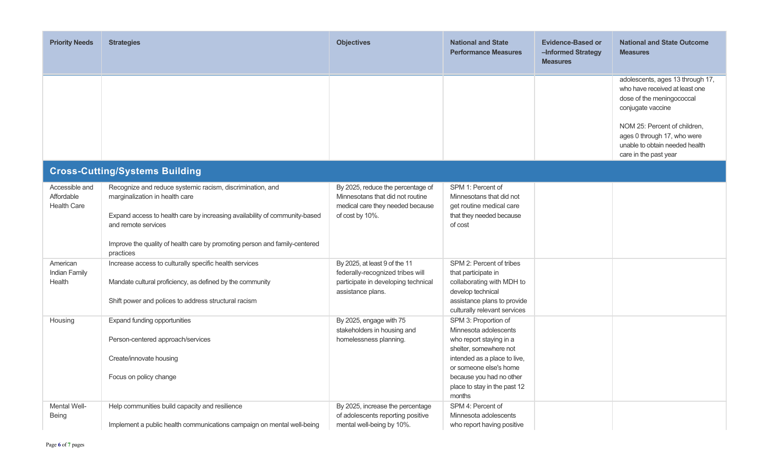| Priority Needs | Strategies | Objectives | National and State Performance Measures | Evidence-Based or –Informed Strategy Measures | National and State Outcome Measures |
|---|---|---|---|---|---|
| | | | | | adolescents, ages 13 through 17, who have received at least one dose of the meningococcal conjugate vaccine<br><br>NOM 25: Percent of children, ages 0 through 17, who were unable to obtain needed health care in the past year |
| **Cross-Cutting/Systems Building** | | | | | |
| Accessible and Affordable Health Care | Recognize and reduce systemic racism, discrimination, and marginalization in health care<br><br>Expand access to health care by increasing availability of community-based and remote services<br><br>Improve the quality of health care by promoting person and family-centered practices | By 2025, reduce the percentage of Minnesotans that did not routine medical care they needed because of cost by 10%. | SPM 1: Percent of Minnesotans that did not get routine medical care that they needed because of cost | | |
| American Indian Family Health | Increase access to culturally specific health services<br><br>Mandate cultural proficiency, as defined by the community<br><br>Shift power and polices to address structural racism | By 2025, at least 9 of the 11 federally-recognized tribes will participate in developing technical assistance plans. | SPM 2: Percent of tribes that participate in collaborating with MDH to develop technical assistance plans to provide culturally relevant services | | |
| Housing | Expand funding opportunities<br><br>Person-centered approach/services<br><br>Create/innovate housing<br><br>Focus on policy change | By 2025, engage with 75 stakeholders in housing and homelessness planning. | SPM 3: Proportion of Minnesota adolescents who report staying in a shelter, somewhere not intended as a place to live, or someone else's home because you had no other place to stay in the past 12 months | | |
| Mental Well-Being | Help communities build capacity and resilience<br><br>Implement a public health communications campaign on mental well-being | By 2025, increase the percentage of adolescents reporting positive mental well-being by 10%. | SPM 4: Percent of Minnesota adolescents who report having positive | | |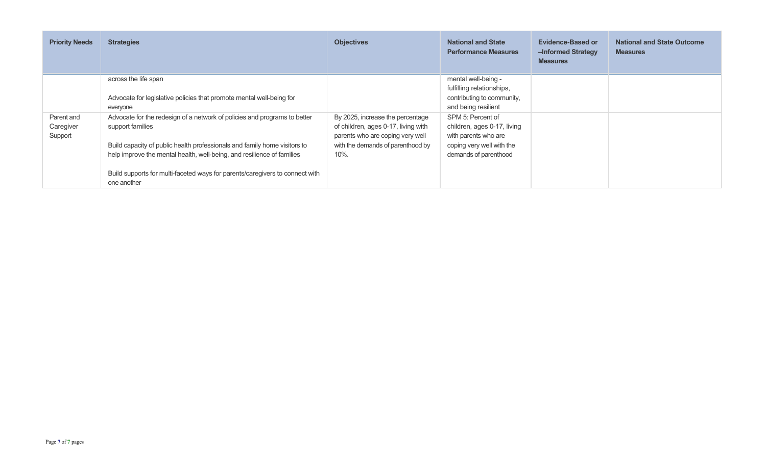| Priority Needs | Strategies | Objectives | National and State Performance Measures | Evidence-Based or –Informed Strategy Measures | National and State Outcome Measures |
|---|---|---|---|---|---|
| | across the life span<br><br>Advocate for legislative policies that promote mental well-being for everyone | | mental well-being - fulfilling relationships, contributing to community, and being resilient | | |
| Parent and Caregiver Support | Advocate for the redesign of a network of policies and programs to better support families<br><br>Build capacity of public health professionals and family home visitors to help improve the mental health, well-being, and resilience of families<br><br>Build supports for multi-faceted ways for parents/caregivers to connect with one another | By 2025, increase the percentage of children, ages 0-17, living with parents who are coping very well with the demands of parenthood by 10%. | SPM 5: Percent of children, ages 0-17, living with parents who are coping very well with the demands of parenthood | | |